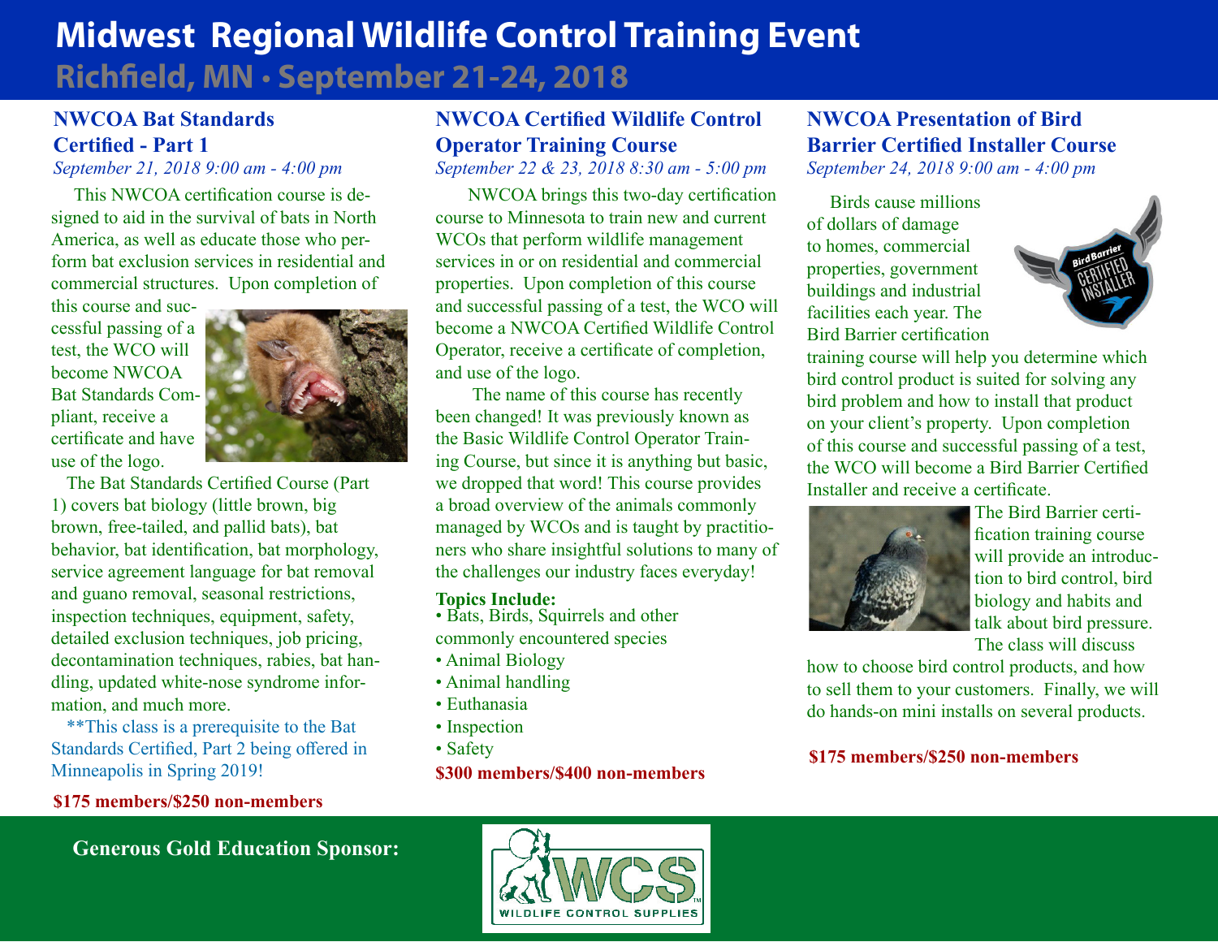# Midwest Regional Wildlife Control Training Event

## Richfield, MN • September 21-24, 2018

### NWCOA Bat Standards Certified - Part 1

*September 21, 2018 9:00 am - 4:00 pm*

This NWCOA certification course is designed to aid in the survival of bats in North America, as well as educate those who perform bat exclusion services in residential and commercial structures. Upon completion of this course and successful passing of a test, the WCO will become NWCOA Bat Standards Compliant, receive a certificate and have use of the logo.

The Bat Standards Certified Course (Part 1) covers bat biology (little brown, big brown, free-tailed, and pallid bats), bat behavior, bat identification, bat morphology, service agreement language for bat removal and guano removal, seasonal restrictions, inspection techniques, equipment, safety, detailed exclusion techniques, job pricing, decontamination techniques, rabies, bat handling, updated white-nose syndrome information, and much more.

**This class is a prerequisite to the Bat Standards Certified, Part 2 being offered in Minneapolis in Spring 2019!

**$175 members/$250 non-members**

### NWCOA Certified Wildlife Control Operator Training Course

*September 22 & 23, 2018 8:30 am - 5:00 pm*

NWCOA brings this two-day certification course to Minnesota to train new and current WCOs that perform wildlife management services in or on residential and commercial properties. Upon completion of this course and successful passing of a test, the WCO will become a NWCOA Certified Wildlife Control Operator, receive a certificate of completion, and use of the logo.

The name of this course has recently been changed! It was previously known as the Basic Wildlife Control Operator Training Course, but since it is anything but basic, we dropped that word! This course provides a broad overview of the animals commonly managed by WCOs and is taught by practitioners who share insightful solutions to many of the challenges our industry faces everyday!

**Topics Include:**

- Bats, Birds, Squirrels and other commonly encountered species
- Animal Biology
- Animal handling
- Euthanasia
- Inspection
- Safety

**$300 members/$400 non-members**

### NWCOA Presentation of Bird Barrier Certified Installer Course

*September 24, 2018 9:00 am - 4:00 pm*

Birds cause millions of dollars of damage to homes, commercial properties, government buildings and industrial facilities each year. The Bird Barrier certification training course will help you determine which bird control product is suited for solving any bird problem and how to install that product on your client's property. Upon completion of this course and successful passing of a test, the WCO will become a Bird Barrier Certified Installer and receive a certificate.

The Bird Barrier certification training course will provide an introduction to bird control, bird biology and habits and talk about bird pressure. The class will discuss how to choose bird control products, and how to sell them to your customers. Finally, we will do hands-on mini installs on several products.

**$175 members/$250 non-members**

**Generous Gold Education Sponsor:**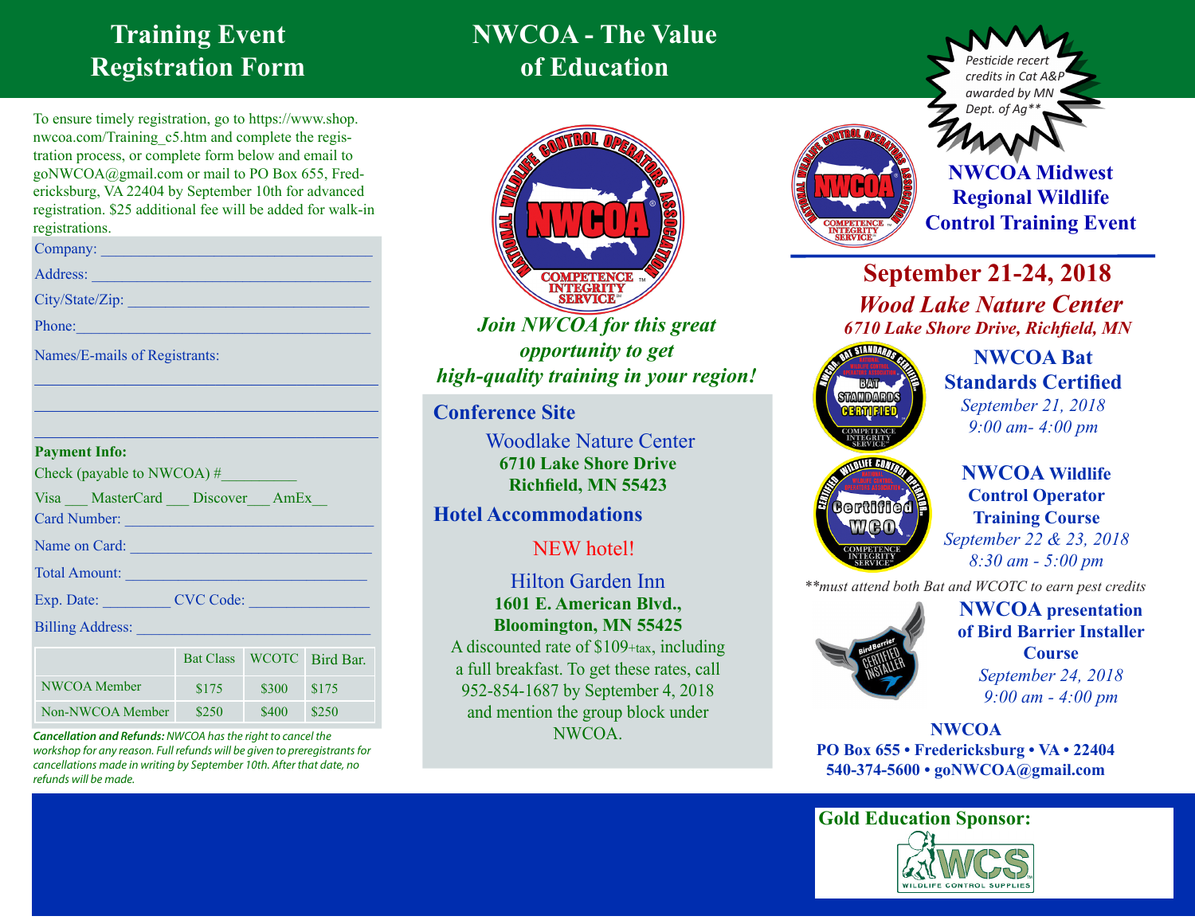# Training Event Registration Form

To ensure timely registration, go to https://www.shop.nwcoa.com/Training_c5.htm and complete the registration process, or complete form below and email to goNWCOA@gmail.com or mail to PO Box 655, Fredericksburg, VA 22404 by September 10th for advanced registration. $25 additional fee will be added for walk-in registrations.

Company: ___________________________________

Address: ___________________________________

City/State/Zip: ______________________________

Phone: _____________________________________

Names/E-mails of Registrants:

___________________________________________

___________________________________________

___________________________________________

**Payment Info:**

Check (payable to NWCOA) #__________

Visa ___ MasterCard ___ Discover___ AmEx__

Card Number: _______________________________

Name on Card: ______________________________

Total Amount: ______________________________

Exp. Date: ________ CVC Code: ______________

Billing Address: _____________________________

| | Bat Class | WCOTC | Bird Bar. |
|---|---|---|---|
| NWCOA Member | $175 | $300 | $175 |
| Non-NWCOA Member | $250 | $400 | $250 |

***Cancellation and Refunds:*** *NWCOA has the right to cancel the workshop for any reason. Full refunds will be given to preregistrants for cancellations made in writing by September 10th. After that date, no refunds will be made.*

# NWCOA - The Value of Education

National Wildlife Control Operators Association
NWCOA
COMPETENCE INTEGRITY SERVICE

***Join NWCOA for this great opportunity to get high-quality training in your region!***

## Conference Site

Woodlake Nature Center
**6710 Lake Shore Drive**
**Richfield, MN 55423**

## Hotel Accommodations

NEW hotel!

Hilton Garden Inn
**1601 E. American Blvd.,**
**Bloomington, MN 55425**

A discounted rate of $109+tax, including a full breakfast. To get these rates, call 952-854-1687 by September 4, 2018 and mention the group block under NWCOA.

*Pesticide recert credits in Cat A&P awarded by MN Dept. of Ag***

## NWCOA Midwest Regional Wildlife Control Training Event

**September 21-24, 2018**

***Wood Lake Nature Center***

***6710 Lake Shore Drive, Richfield, MN***

### NWCOA Bat Standards Certified

*September 21, 2018*
*9:00 am- 4:00 pm*

### NWCOA Wildlife Control Operator Training Course

*September 22 & 23, 2018*
*8:30 am - 5:00 pm*

***must attend both Bat and WCOTC to earn pest credits*

### NWCOA presentation of Bird Barrier Installer Course

*September 24, 2018*
*9:00 am - 4:00 pm*

**NWCOA**
**PO Box 655 • Fredericksburg • VA • 22404**
**540-374-5600 • goNWCOA@gmail.com**

**Gold Education Sponsor:**

WCS WILDLIFE CONTROL SUPPLIES